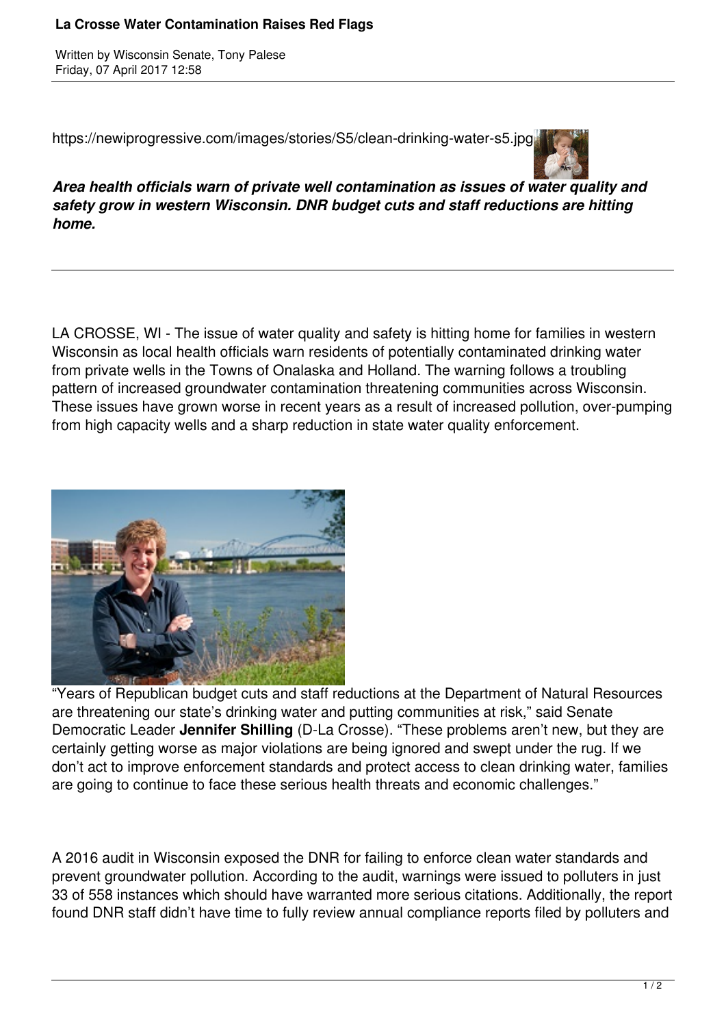# La Crosse Water Contamination Raises Red Flags

Written by Wisconsin Senate, Tony Palese
Friday, 07 April 2017 12:58

https://newiprogressive.com/images/stories/S5/clean-drinking-water-s5.jpg

***Area health officials warn of private well contamination as issues of water quality and safety grow in western Wisconsin. DNR budget cuts and staff reductions are hitting home.***

---

LA CROSSE, WI - The issue of water quality and safety is hitting home for families in western Wisconsin as local health officials warn residents of potentially contaminated drinking water from private wells in the Towns of Onalaska and Holland. The warning follows a troubling pattern of increased groundwater contamination threatening communities across Wisconsin. These issues have grown worse in recent years as a result of increased pollution, over-pumping from high capacity wells and a sharp reduction in state water quality enforcement.

"Years of Republican budget cuts and staff reductions at the Department of Natural Resources are threatening our state's drinking water and putting communities at risk," said Senate Democratic Leader **Jennifer Shilling** (D-La Crosse). "These problems aren't new, but they are certainly getting worse as major violations are being ignored and swept under the rug. If we don't act to improve enforcement standards and protect access to clean drinking water, families are going to continue to face these serious health threats and economic challenges."

A 2016 audit in Wisconsin exposed the DNR for failing to enforce clean water standards and prevent groundwater pollution. According to the audit, warnings were issued to polluters in just 33 of 558 instances which should have warranted more serious citations. Additionally, the report found DNR staff didn't have time to fully review annual compliance reports filed by polluters and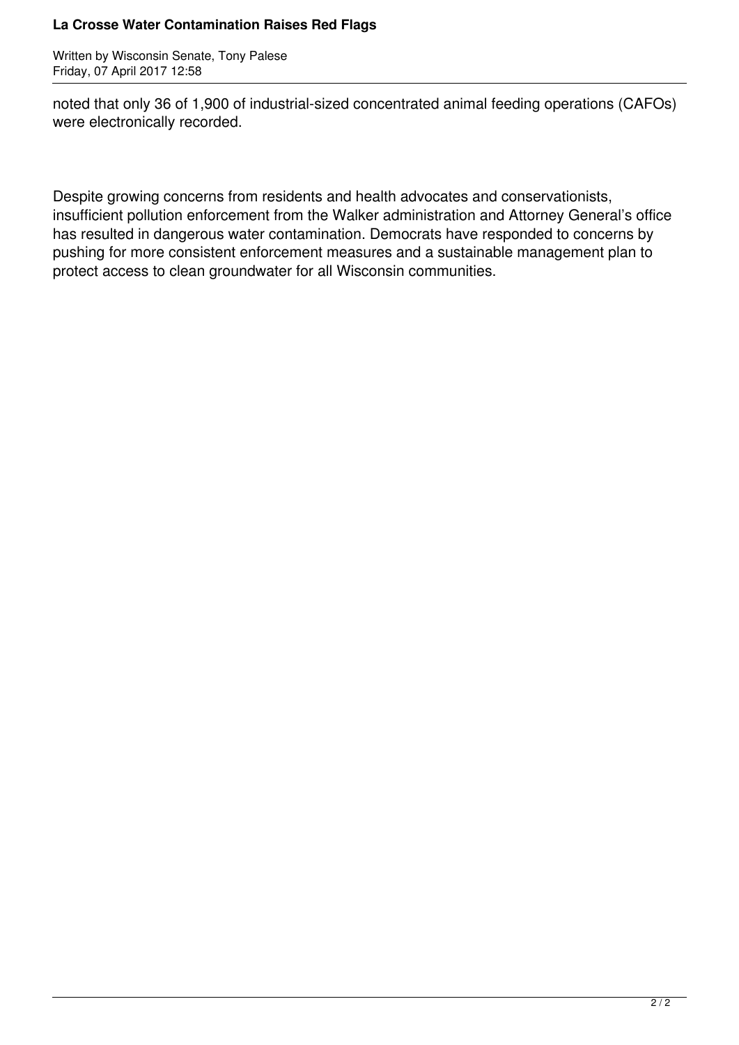noted that only 36 of 1,900 of industrial-sized concentrated animal feeding operations (CAFOs) were electronically recorded.

Despite growing concerns from residents and health advocates and conservationists, insufficient pollution enforcement from the Walker administration and Attorney General's office has resulted in dangerous water contamination. Democrats have responded to concerns by pushing for more consistent enforcement measures and a sustainable management plan to protect access to clean groundwater for all Wisconsin communities.